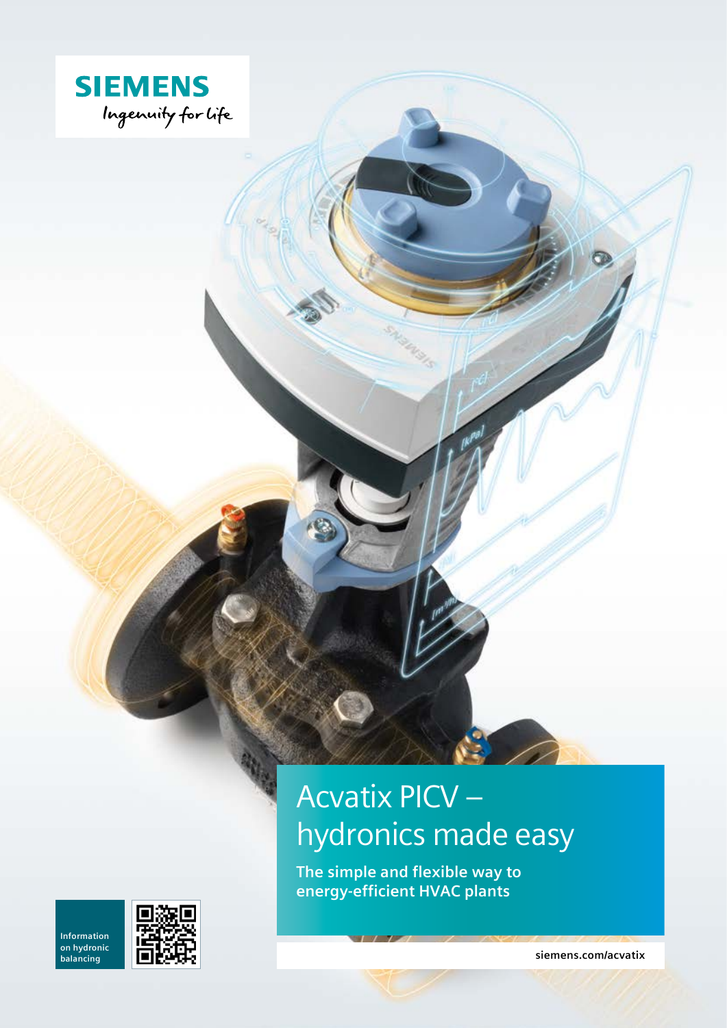SIEMENS

*Ingenuity for life*

# Acvatix PICV – hydronics made easy

**The simple and flexible way to energy-efficient HVAC plants**

Information on hydronic balancing

siemens.com/acvatix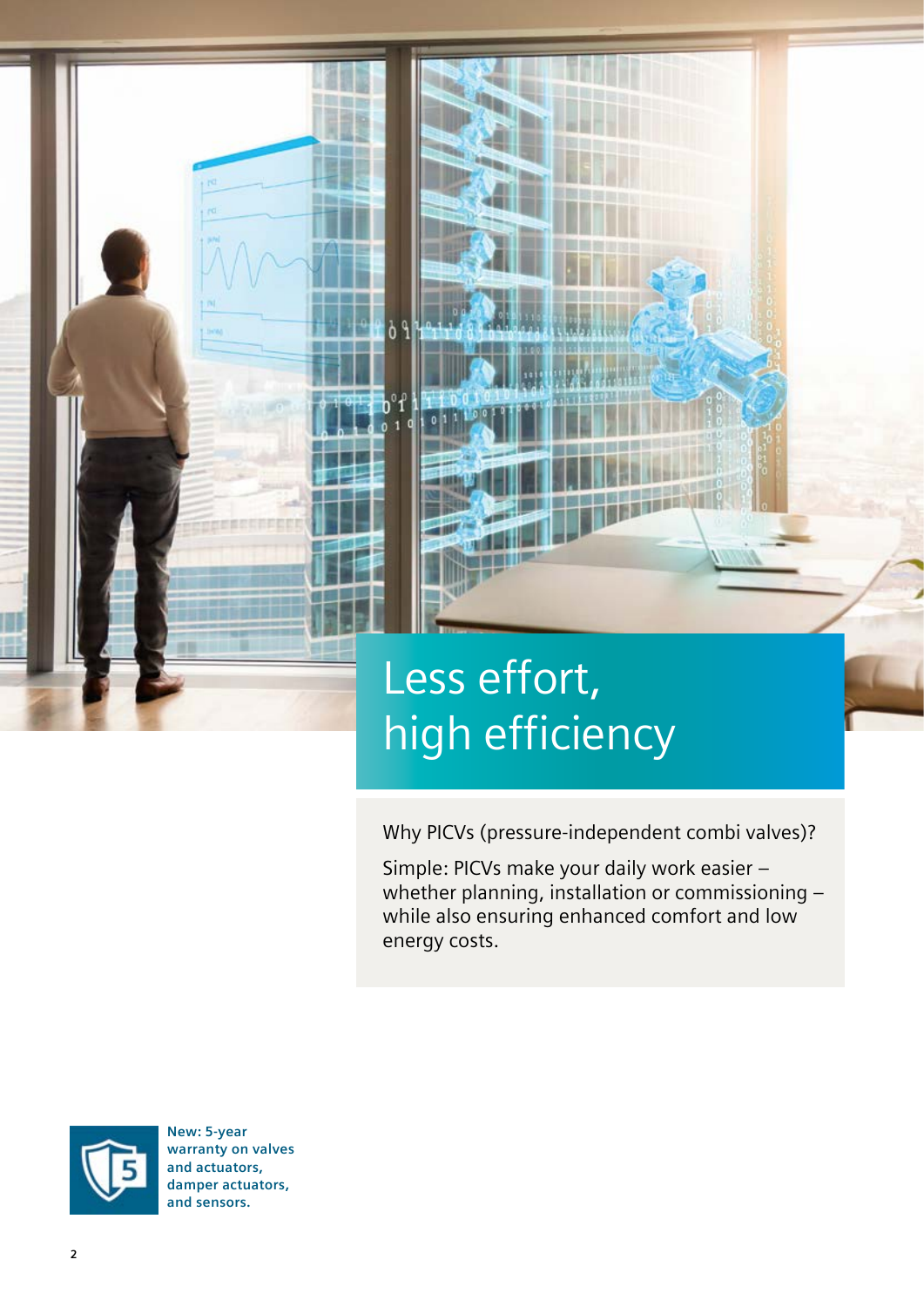# Less effort, high efficiency

Why PICVs (pressure-independent combi valves)?

Simple: PICVs make your daily work easier – whether planning, installation or commissioning – while also ensuring enhanced comfort and low energy costs.

**New: 5-year warranty on valves and actuators, damper actuators, and sensors.**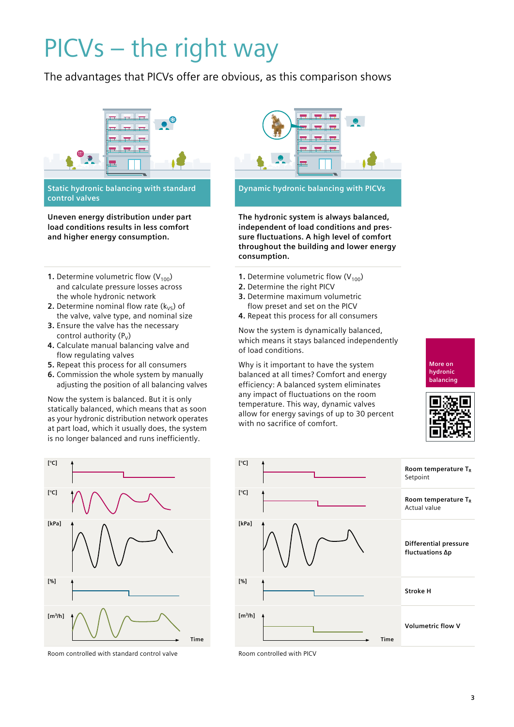# PICVs – the right way

The advantages that PICVs offer are obvious, as this comparison shows

## Static hydronic balancing with standard control valves

**Uneven energy distribution under part load conditions results in less comfort and higher energy consumption.**

1. Determine volumetric flow ($V_{100}$) and calculate pressure losses across the whole hydronic network
2. Determine nominal flow rate ($k_{VS}$) of the valve, valve type, and nominal size
3. Ensure the valve has the necessary control authority ($P_V$)
4. Calculate manual balancing valve and flow regulating valves
5. Repeat this process for all consumers
6. Commission the whole system by manually adjusting the position of all balancing valves

Now the system is balanced. But it is only statically balanced, which means that as soon as your hydronic distribution network operates at part load, which it usually does, the system is no longer balanced and runs inefficiently.

## Dynamic hydronic balancing with PICVs

**The hydronic system is always balanced, independent of load conditions and pressure fluctuations. A high level of comfort throughout the building and lower energy consumption.**

1. Determine volumetric flow ($V_{100}$)
2. Determine the right PICV
3. Determine maximum volumetric flow preset and set on the PICV
4. Repeat this process for all consumers

Now the system is dynamically balanced, which means it stays balanced independently of load conditions.

Why is it important to have the system balanced at all times? Comfort and energy efficiency: A balanced system eliminates any impact of fluctuations on the room temperature. This way, dynamic valves allow for energy savings of up to 30 percent with no sacrifice of comfort.

More on hydronic balancing

| | Room controlled with standard control valve | Room controlled with PICV |
|---|---|---|
| **Room temperature $T_R$** Setpoint | [°C] | [°C] |
| **Room temperature $T_R$** Actual value | [°C] | [°C] |
| **Differential pressure fluctuations Δp** | [kPa] | [kPa] |
| **Stroke H** | [%] | [%] |
| **Volumetric flow V** | [m³/h] | [m³/h] |

Time

Room controlled with standard control valve

Room controlled with PICV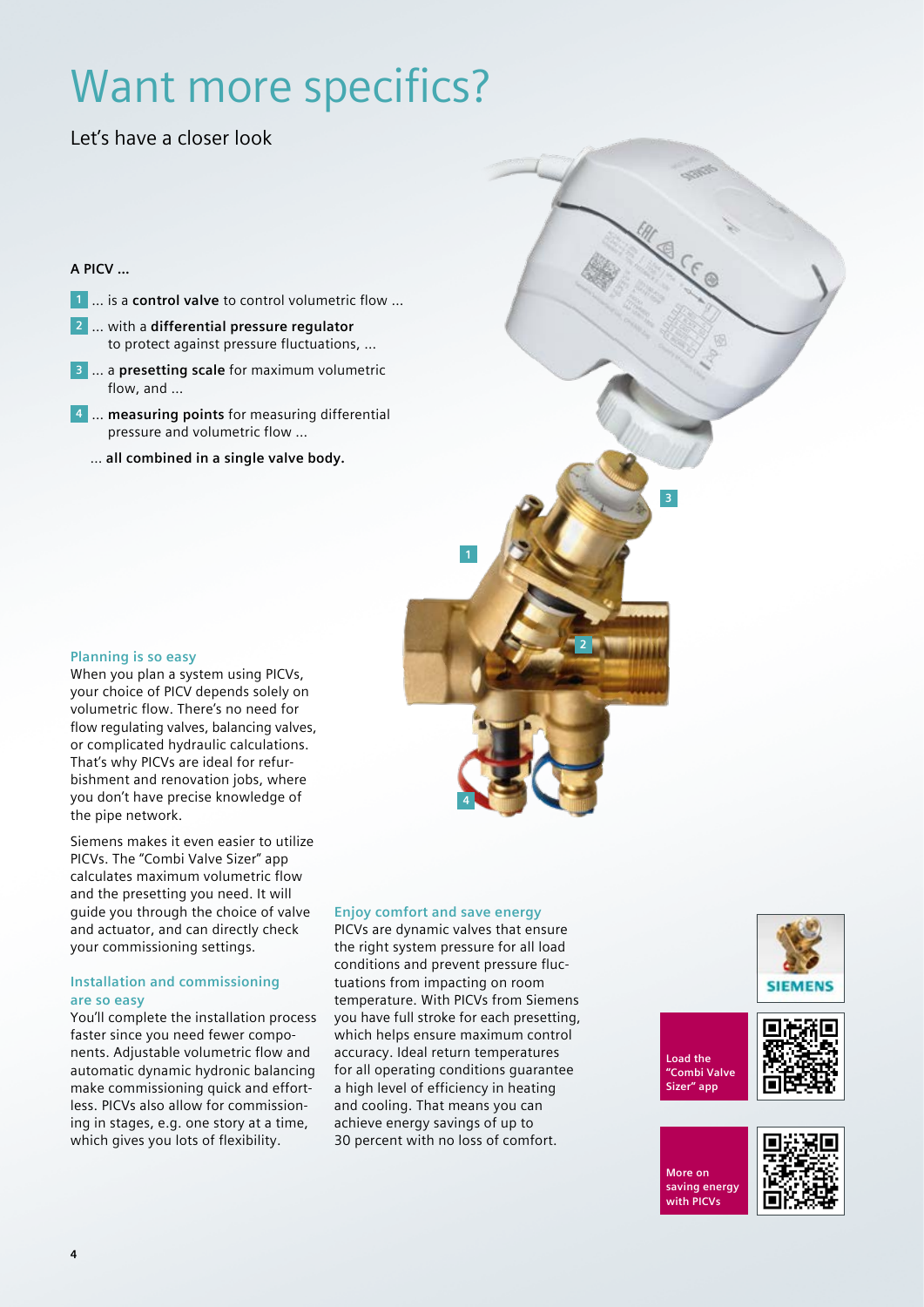# Want more specifics?

Let's have a closer look

**A PICV ...**

1 ... is a **control valve** to control volumetric flow ...

2 ... with a **differential pressure regulator** to protect against pressure fluctuations, ...

3 ... a **presetting scale** for maximum volumetric flow, and ...

4 ... **measuring points** for measuring differential pressure and volumetric flow ...

... **all combined in a single valve body.**

### Planning is so easy

When you plan a system using PICVs, your choice of PICV depends solely on volumetric flow. There's no need for flow regulating valves, balancing valves, or complicated hydraulic calculations. That's why PICVs are ideal for refurbishment and renovation jobs, where you don't have precise knowledge of the pipe network.

Siemens makes it even easier to utilize PICVs. The "Combi Valve Sizer" app calculates maximum volumetric flow and the presetting you need. It will guide you through the choice of valve and actuator, and can directly check your commissioning settings.

### Installation and commissioning are so easy

You'll complete the installation process faster since you need fewer components. Adjustable volumetric flow and automatic dynamic hydronic balancing make commissioning quick and effortless. PICVs also allow for commissioning in stages, e.g. one story at a time, which gives you lots of flexibility.

### Enjoy comfort and save energy

PICVs are dynamic valves that ensure the right system pressure for all load conditions and prevent pressure fluctuations from impacting on room temperature. With PICVs from Siemens you have full stroke for each presetting, which helps ensure maximum control accuracy. Ideal return temperatures for all operating conditions guarantee a high level of efficiency in heating and cooling. That means you can achieve energy savings of up to 30 percent with no loss of comfort.

SIEMENS

Load the "Combi Valve Sizer" app

More on saving energy with PICVs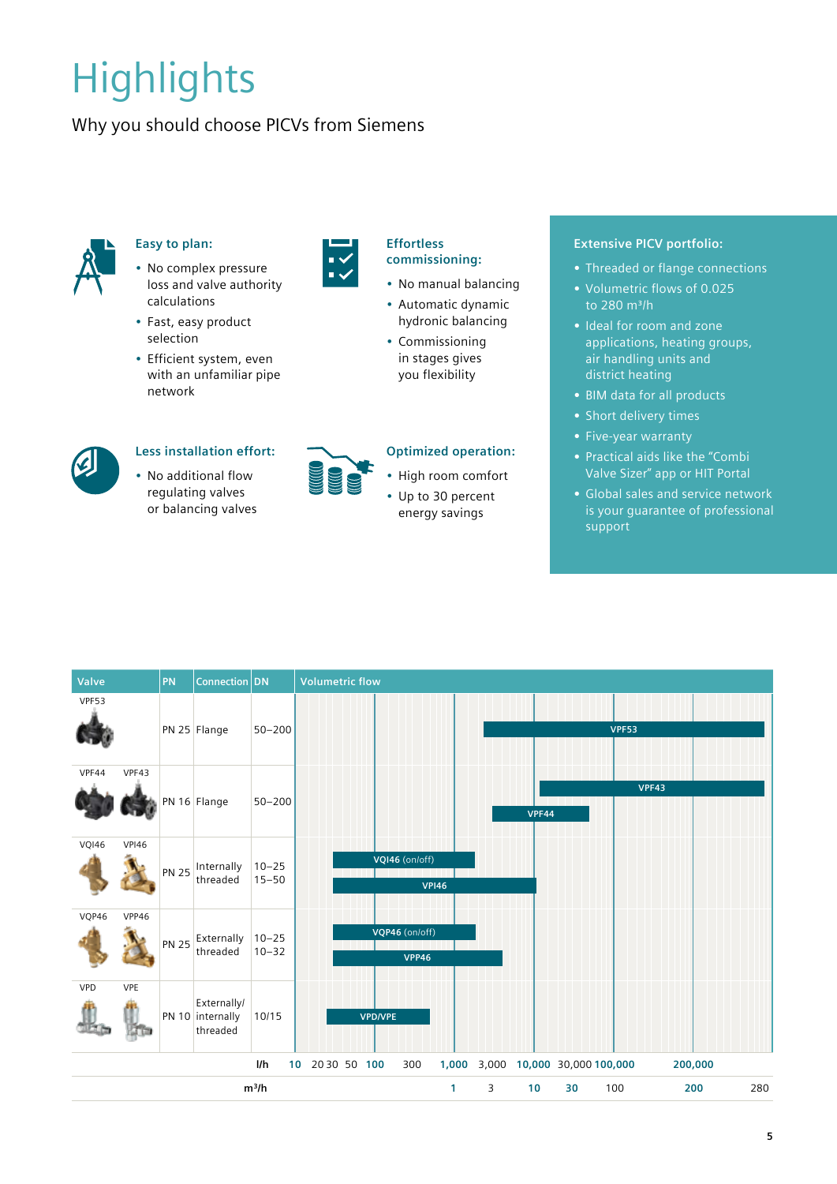# Highlights

Why you should choose PICVs from Siemens

### Easy to plan:

- No complex pressure loss and valve authority calculations
- Fast, easy product selection
- Efficient system, even with an unfamiliar pipe network

### Effortless commissioning:

- No manual balancing
- Automatic dynamic hydronic balancing
- Commissioning in stages gives you flexibility

### Less installation effort:

- No additional flow regulating valves or balancing valves

### Optimized operation:

- High room comfort
- Up to 30 percent energy savings

### Extensive PICV portfolio:

- Threaded or flange connections
- Volumetric flows of 0.025 to 280 m³/h
- Ideal for room and zone applications, heating groups, air handling units and district heating
- BIM data for all products
- Short delivery times
- Five-year warranty
- Practical aids like the "Combi Valve Sizer" app or HIT Portal
- Global sales and service network is your guarantee of professional support

| Valve | PN | Connection | DN | Volumetric flow |
|---|---|---|---|---|
| VPF53 | PN 25 | Flange | 50–200 | VPF53 |
| VPF44, VPF43 | PN 16 | Flange | 50–200 | VPF43; VPF44 |
| VQI46, VPI46 | PN 25 | Internally threaded | 10–25<br>15–50 | VQI46 (on/off); VPI46 |
| VQP46, VPP46 | PN 25 | Externally threaded | 10–25<br>10–32 | VQP46 (on/off); VPP46 |
| VPD, VPE | PN 10 | Externally/ internally threaded | 10/15 | VPD/VPE |

Volumetric flow axis:

l/h: 10, 20, 30, 50, 100, 300, 1,000, 3,000, 10,000, 30,000, 100,000, 200,000

m³/h: 1, 3, 10, 30, 100, 200, 280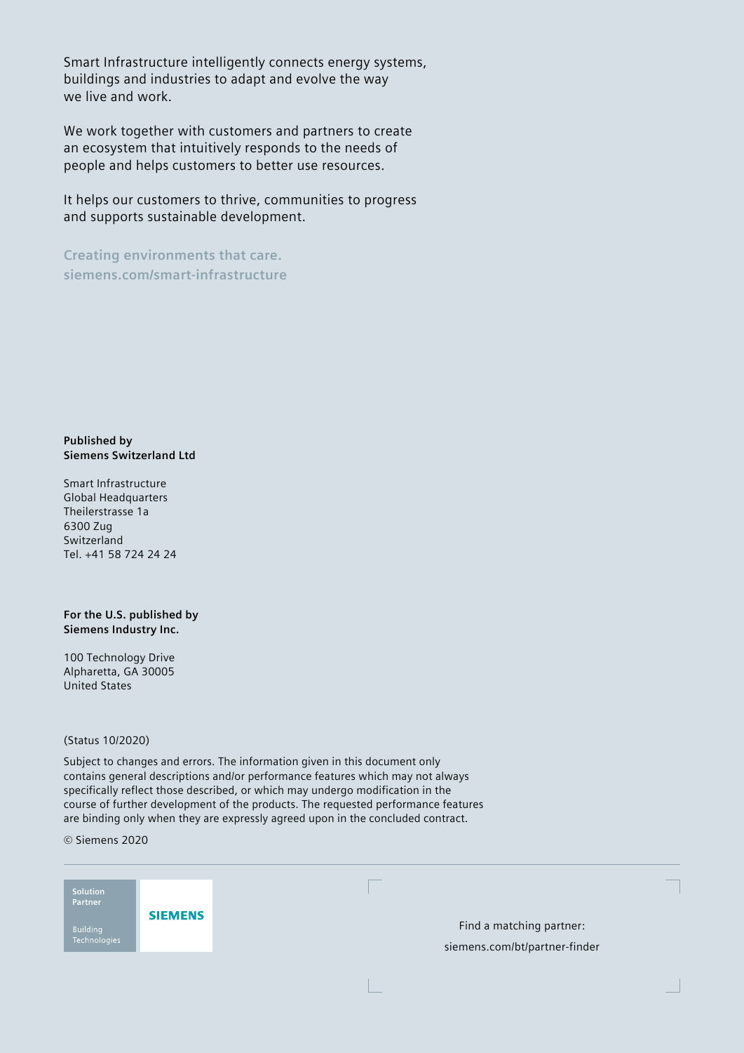Smart Infrastructure intelligently connects energy systems, buildings and industries to adapt and evolve the way we live and work.

We work together with customers and partners to create an ecosystem that intuitively responds to the needs of people and helps customers to better use resources.

It helps our customers to thrive, communities to progress and supports sustainable development.

**Creating environments that care.**
**siemens.com/smart-infrastructure**

**Published by**
**Siemens Switzerland Ltd**

Smart Infrastructure
Global Headquarters
Theilerstrasse 1a
6300 Zug
Switzerland
Tel. +41 58 724 24 24

**For the U.S. published by**
**Siemens Industry Inc.**

100 Technology Drive
Alpharetta, GA 30005
United States

(Status 10/2020)

Subject to changes and errors. The information given in this document only contains general descriptions and/or performance features which may not always specifically reflect those described, or which may undergo modification in the course of further development of the products. The requested performance features are binding only when they are expressly agreed upon in the concluded contract.

© Siemens 2020

Solution Partner
Building Technologies

SIEMENS

Find a matching partner:
siemens.com/bt/partner-finder